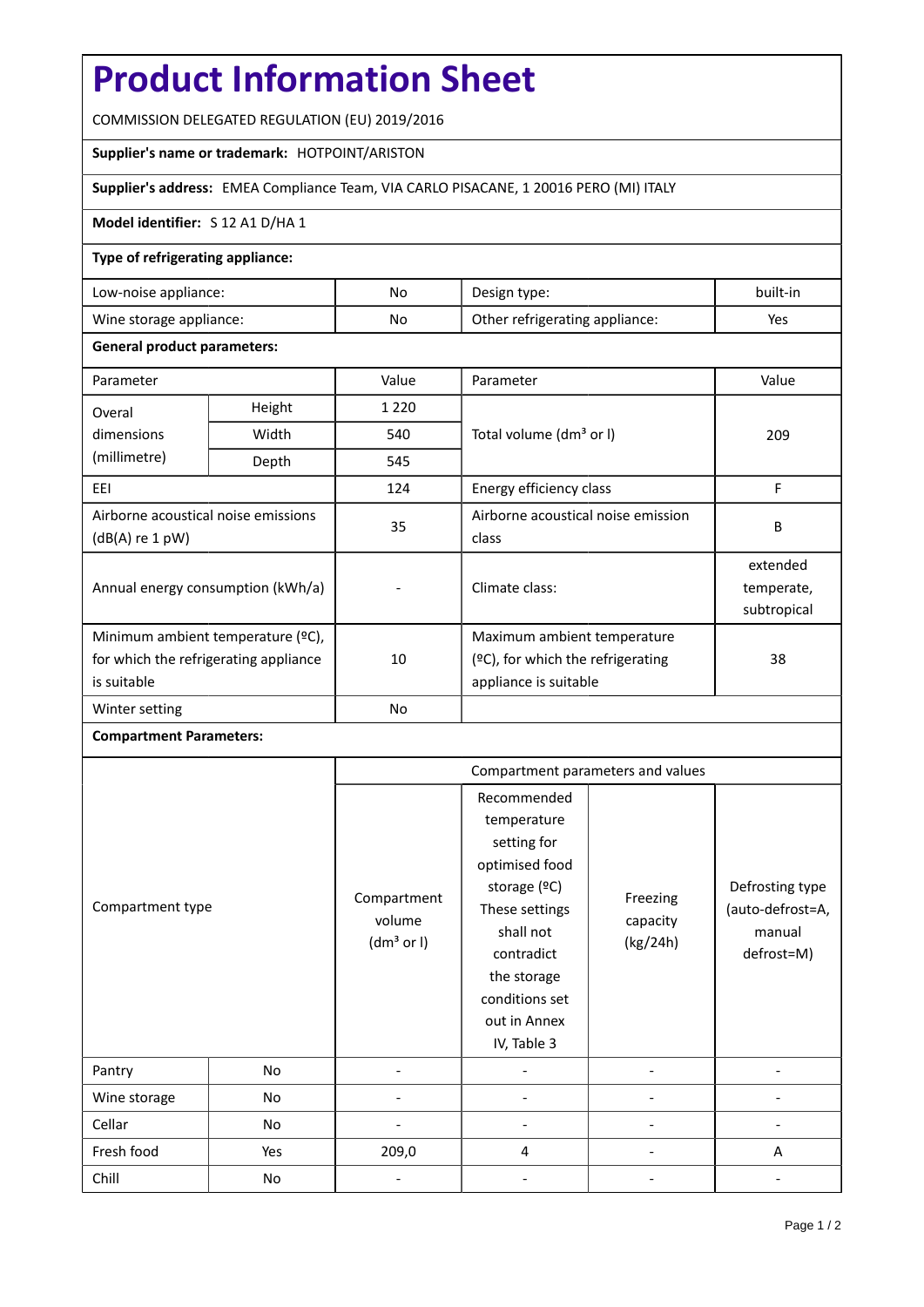# Product Information Sheet

COMMISSION DELEGATED REGULATION (EU) 2019/2016

**Supplier's name or trademark:** HOTPOINT/ARISTON

**Supplier's address:** EMEA Compliance Team, VIA CARLO PISACANE, 1 20016 PERO (MI) ITALY

**Model identifier:** S 12 A1 D/HA 1

**Type of refrigerating appliance:**

| | | | |
|---|---|---|---|
| Low-noise appliance: | No | Design type: | built-in |
| Wine storage appliance: | No | Other refrigerating appliance: | Yes |

**General product parameters:**

| Parameter | | Value | Parameter | Value |
|---|---|---|---|---|
| Overal dimensions (millimetre) | Height | 1 220 | Total volume (dm³ or l) | 209 |
| | Width | 540 | | |
| | Depth | 545 | | |
| EEI | | 124 | Energy efficiency class | F |
| Airborne acoustical noise emissions (dB(A) re 1 pW) | | 35 | Airborne acoustical noise emission class | B |
| Annual energy consumption (kWh/a) | | - | Climate class: | extended temperate, subtropical |
| Minimum ambient temperature (ºC), for which the refrigerating appliance is suitable | | 10 | Maximum ambient temperature (ºC), for which the refrigerating appliance is suitable | 38 |
| Winter setting | | No | | |

**Compartment Parameters:**

| Compartment type | | Compartment parameters and values | | | |
|---|---|---|---|---|---|
| | | Compartment volume (dm³ or l) | Recommended temperature setting for optimised food storage (ºC) These settings shall not contradict the storage conditions set out in Annex IV, Table 3 | Freezing capacity (kg/24h) | Defrosting type (auto-defrost=A, manual defrost=M) |
| Pantry | No | - | - | - | - |
| Wine storage | No | - | - | - | - |
| Cellar | No | - | - | - | - |
| Fresh food | Yes | 209,0 | 4 | - | A |
| Chill | No | - | - | - | - |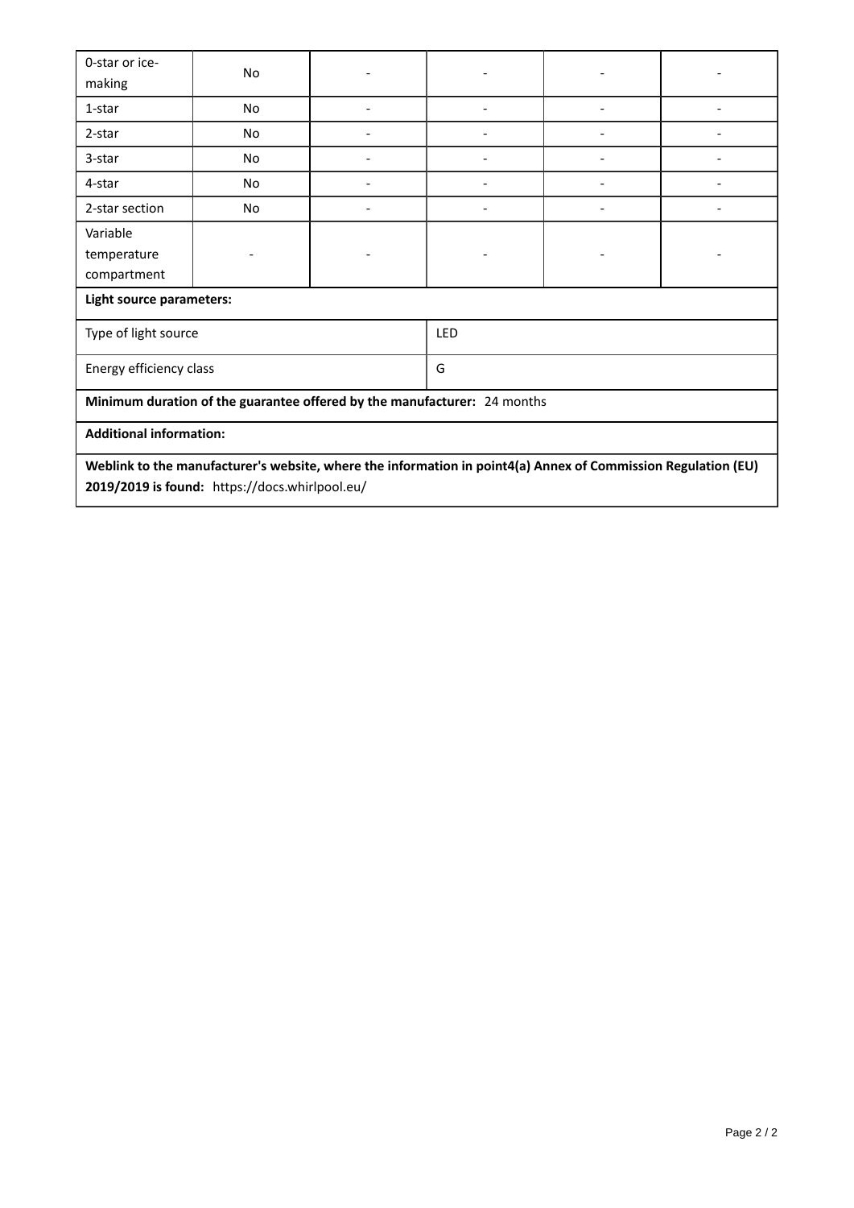| | | | | | |
|---|---|---|---|---|---|
| 0-star or ice-making | No | - | - | - | - |
| 1-star | No | - | - | - | - |
| 2-star | No | - | - | - | - |
| 3-star | No | - | - | - | - |
| 4-star | No | - | - | - | - |
| 2-star section | No | - | - | - | - |
| Variable temperature compartment | - | - | - | - | - |

| | |
|---|---|
| **Light source parameters:** | |
| Type of light source | LED |
| Energy efficiency class | G |

**Minimum duration of the guarantee offered by the manufacturer:** 24 months

**Additional information:**

**Weblink to the manufacturer's website, where the information in point4(a) Annex of Commission Regulation (EU) 2019/2019 is found:** https://docs.whirlpool.eu/